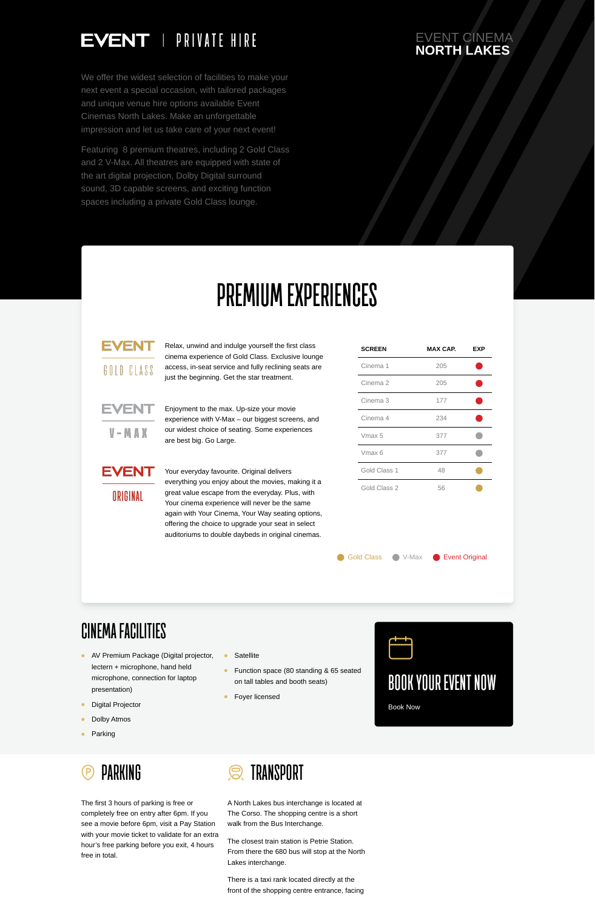# EVENT | PRIVATE HIRE

**EVENT CINEMA NORTH LAKES**

We offer the widest selection of facilities to make your next event a special occasion, with tailored packages and unique venue hire options available Event Cinemas North Lakes. Make an unforgettable impression and let us take care of your next event!

Featuring 8 premium theatres, including 2 Gold Class and 2 V-Max. All theatres are equipped with state of the art digital projection, Dolby Digital surround sound, 3D capable screens, and exciting function spaces including a private Gold Class lounge.

## PREMIUM EXPERIENCES

**EVENT GOLD CLASS**

Relax, unwind and indulge yourself the first class cinema experience of Gold Class. Exclusive lounge access, in-seat service and fully reclining seats are just the beginning. Get the star treatment.

**EVENT V-MAX**

Enjoyment to the max. Up-size your movie experience with V-Max – our biggest screens, and our widest choice of seating. Some experiences are best big. Go Large.

**EVENT ORIGINAL**

Your everyday favourite. Original delivers everything you enjoy about the movies, making it a great value escape from the everyday. Plus, with Your cinema experience will never be the same again with Your Cinema, Your Way seating options, offering the choice to upgrade your seat in select auditoriums to double daybeds in original cinemas.

| SCREEN | MAX CAP. | EXP |
|---|---|---|
| Cinema 1 | 205 | Event Original |
| Cinema 2 | 205 | Event Original |
| Cinema 3 | 177 | Event Original |
| Cinema 4 | 234 | Event Original |
| Vmax 5 | 377 | V-Max |
| Vmax 6 | 377 | V-Max |
| Gold Class 1 | 48 | Gold Class |
| Gold Class 2 | 56 | Gold Class |

Gold Class · V-Max · Event Original

## CINEMA FACILITIES

- AV Premium Package (Digital projector, lectern + microphone, hand held microphone, connection for laptop presentation)
- Digital Projector
- Dolby Atmos
- Parking
- Satellite
- Function space (80 standing & 65 seated on tall tables and booth seats)
- Foyer licensed

## BOOK YOUR EVENT NOW

Book Now

## PARKING

The first 3 hours of parking is free or completely free on entry after 6pm. If you see a movie before 6pm, visit a Pay Station with your movie ticket to validate for an extra hour's free parking before you exit, 4 hours free in total.

## TRANSPORT

A North Lakes bus interchange is located at The Corso. The shopping centre is a short walk from the Bus Interchange.

The closest train station is Petrie Station. From there the 680 bus will stop at the North Lakes interchange.

There is a taxi rank located directly at the front of the shopping centre entrance, facing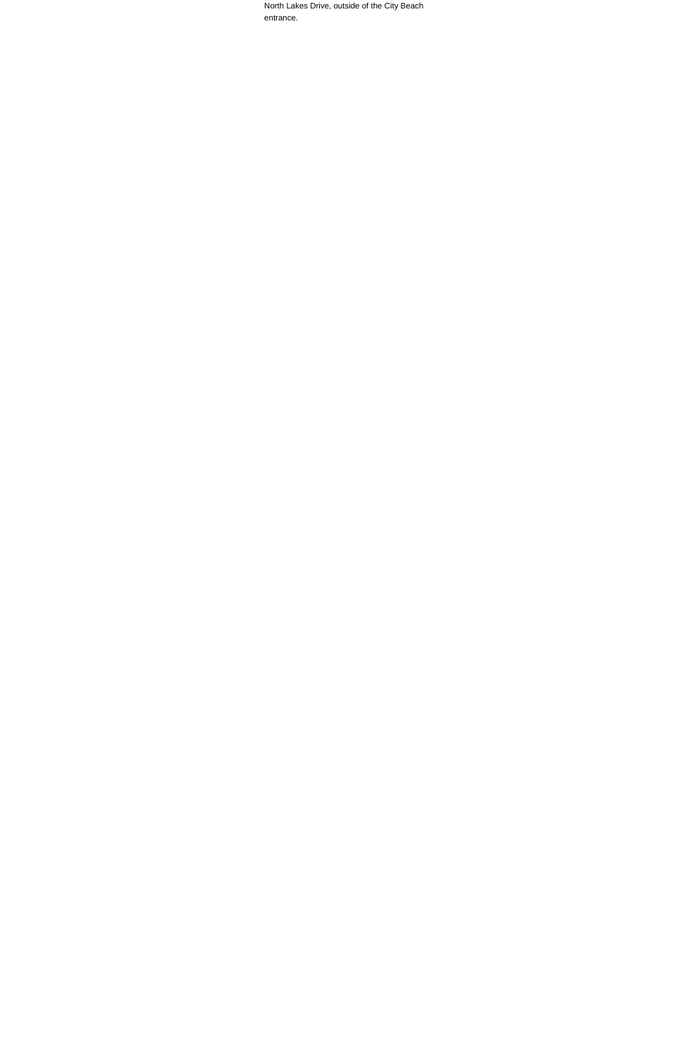North Lakes Drive, outside of the City Beach entrance.